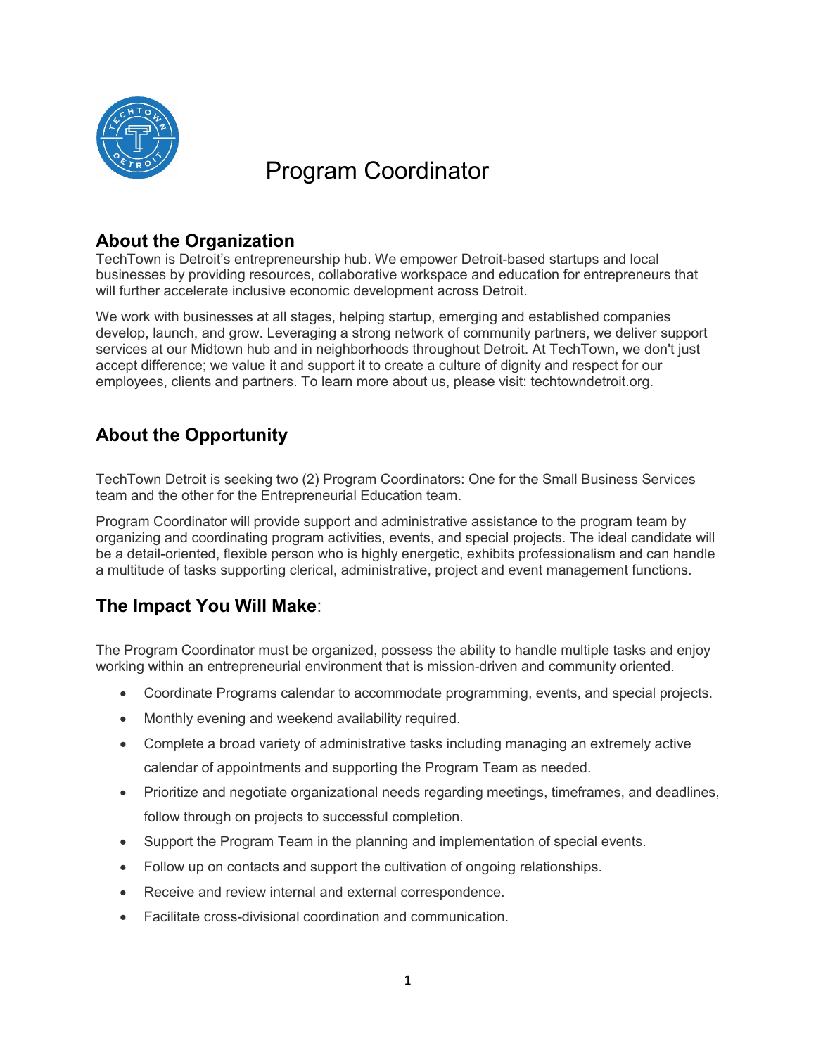# Program Coordinator

## About the Organization

TechTown is Detroit's entrepreneurship hub. We empower Detroit-based startups and local businesses by providing resources, collaborative workspace and education for entrepreneurs that will further accelerate inclusive economic development across Detroit.

We work with businesses at all stages, helping startup, emerging and established companies develop, launch, and grow. Leveraging a strong network of community partners, we deliver support services at our Midtown hub and in neighborhoods throughout Detroit. At TechTown, we don't just accept difference; we value it and support it to create a culture of dignity and respect for our employees, clients and partners. To learn more about us, please visit: techtowndetroit.org.

## About the Opportunity

TechTown Detroit is seeking two (2) Program Coordinators: One for the Small Business Services team and the other for the Entrepreneurial Education team.

Program Coordinator will provide support and administrative assistance to the program team by organizing and coordinating program activities, events, and special projects. The ideal candidate will be a detail-oriented, flexible person who is highly energetic, exhibits professionalism and can handle a multitude of tasks supporting clerical, administrative, project and event management functions.

## The Impact You Will Make:

The Program Coordinator must be organized, possess the ability to handle multiple tasks and enjoy working within an entrepreneurial environment that is mission-driven and community oriented.

- Coordinate Programs calendar to accommodate programming, events, and special projects.
- Monthly evening and weekend availability required.
- Complete a broad variety of administrative tasks including managing an extremely active calendar of appointments and supporting the Program Team as needed.
- Prioritize and negotiate organizational needs regarding meetings, timeframes, and deadlines, follow through on projects to successful completion.
- Support the Program Team in the planning and implementation of special events.
- Follow up on contacts and support the cultivation of ongoing relationships.
- Receive and review internal and external correspondence.
- Facilitate cross-divisional coordination and communication.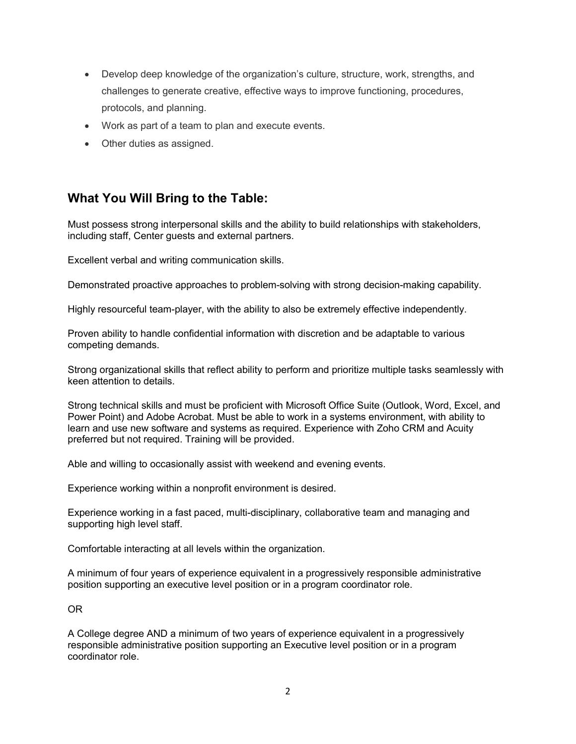- Develop deep knowledge of the organization's culture, structure, work, strengths, and challenges to generate creative, effective ways to improve functioning, procedures, protocols, and planning.
- Work as part of a team to plan and execute events.
- Other duties as assigned.

## What You Will Bring to the Table:

Must possess strong interpersonal skills and the ability to build relationships with stakeholders, including staff, Center guests and external partners.

Excellent verbal and writing communication skills.

Demonstrated proactive approaches to problem-solving with strong decision-making capability.

Highly resourceful team-player, with the ability to also be extremely effective independently.

Proven ability to handle confidential information with discretion and be adaptable to various competing demands.

Strong organizational skills that reflect ability to perform and prioritize multiple tasks seamlessly with keen attention to details.

Strong technical skills and must be proficient with Microsoft Office Suite (Outlook, Word, Excel, and Power Point) and Adobe Acrobat. Must be able to work in a systems environment, with ability to learn and use new software and systems as required. Experience with Zoho CRM and Acuity preferred but not required. Training will be provided.

Able and willing to occasionally assist with weekend and evening events.

Experience working within a nonprofit environment is desired.

Experience working in a fast paced, multi-disciplinary, collaborative team and managing and supporting high level staff.

Comfortable interacting at all levels within the organization.

A minimum of four years of experience equivalent in a progressively responsible administrative position supporting an executive level position or in a program coordinator role.

OR

A College degree AND a minimum of two years of experience equivalent in a progressively responsible administrative position supporting an Executive level position or in a program coordinator role.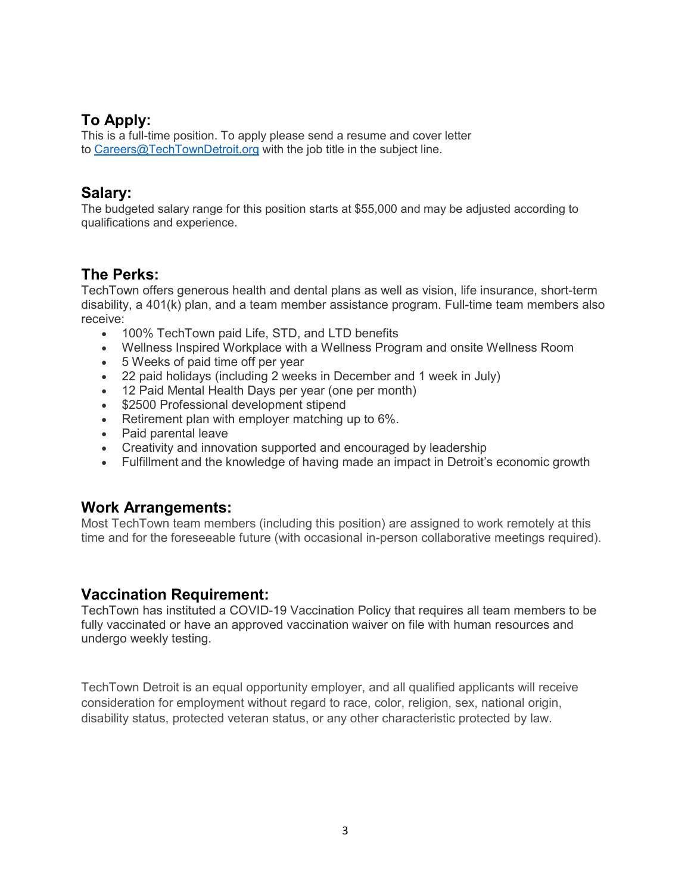## To Apply:

This is a full-time position. To apply please send a resume and cover letter to Careers@TechTownDetroit.org with the job title in the subject line.

## Salary:

The budgeted salary range for this position starts at $55,000 and may be adjusted according to qualifications and experience.

## The Perks:

TechTown offers generous health and dental plans as well as vision, life insurance, short-term disability, a 401(k) plan, and a team member assistance program. Full-time team members also receive:

- 100% TechTown paid Life, STD, and LTD benefits
- Wellness Inspired Workplace with a Wellness Program and onsite Wellness Room
- 5 Weeks of paid time off per year
- 22 paid holidays (including 2 weeks in December and 1 week in July)
- 12 Paid Mental Health Days per year (one per month)
- $2500 Professional development stipend
- Retirement plan with employer matching up to 6%.
- Paid parental leave
- Creativity and innovation supported and encouraged by leadership
- Fulfillment and the knowledge of having made an impact in Detroit's economic growth

## Work Arrangements:

Most TechTown team members (including this position) are assigned to work remotely at this time and for the foreseeable future (with occasional in-person collaborative meetings required).

## Vaccination Requirement:

TechTown has instituted a COVID-19 Vaccination Policy that requires all team members to be fully vaccinated or have an approved vaccination waiver on file with human resources and undergo weekly testing.

TechTown Detroit is an equal opportunity employer, and all qualified applicants will receive consideration for employment without regard to race, color, religion, sex, national origin, disability status, protected veteran status, or any other characteristic protected by law.